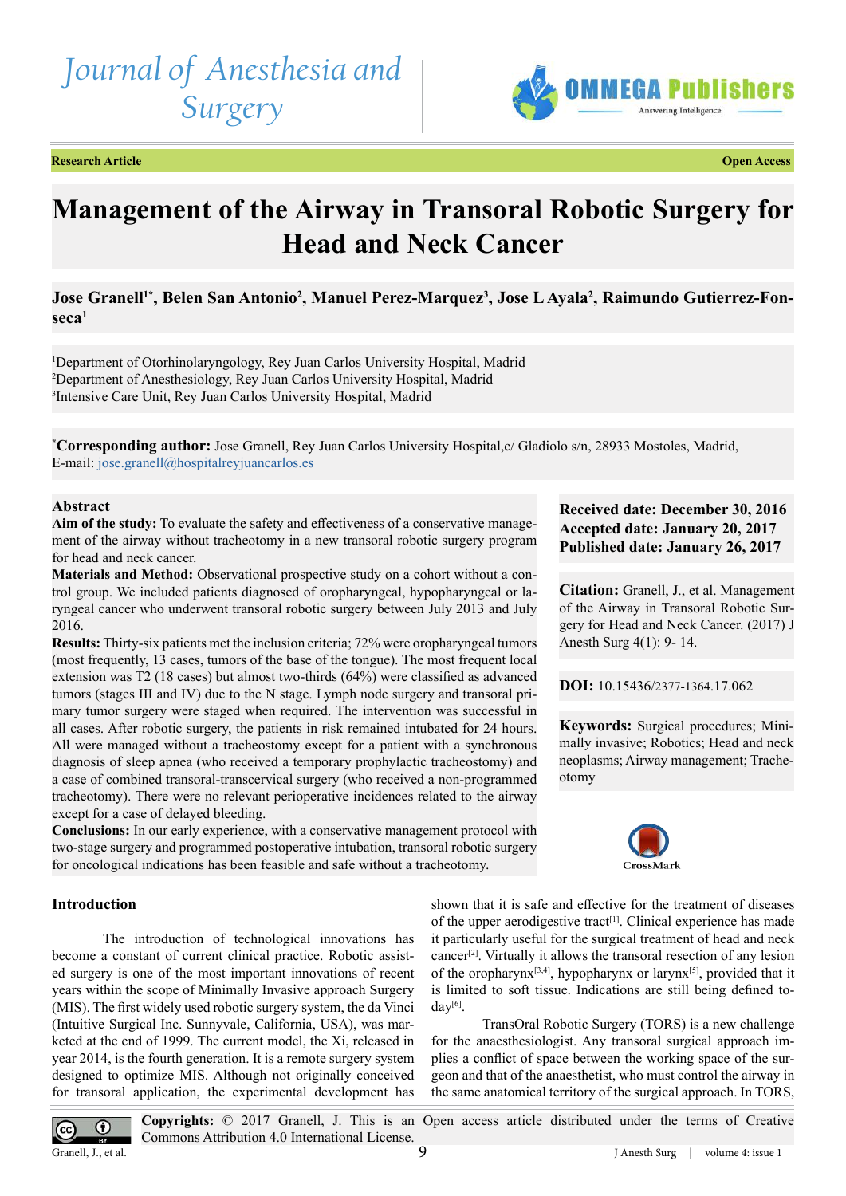Research Article

Open Access

# Management of the Airway in Transoral Robotic Surgery for Head and Neck Cancer

**Jose Granell[1*], Belen San Antonio[2], Manuel Perez-Marquez[3], Jose L Ayala[2], Raimundo Gutierrez-Fonseca[1]**

[1]Department of Otorhinolaryngology, Rey Juan Carlos University Hospital, Madrid
[2]Department of Anesthesiology, Rey Juan Carlos University Hospital, Madrid
[3]Intensive Care Unit, Rey Juan Carlos University Hospital, Madrid

[*]**Corresponding author:** Jose Granell, Rey Juan Carlos University Hospital,c/ Gladiolo s/n, 28933 Mostoles, Madrid, E-mail: jose.granell@hospitalreyjuancarlos.es

## Abstract

**Aim of the study:** To evaluate the safety and effectiveness of a conservative management of the airway without tracheotomy in a new transoral robotic surgery program for head and neck cancer.

**Materials and Method:** Observational prospective study on a cohort without a control group. We included patients diagnosed of oropharyngeal, hypopharyngeal or laryngeal cancer who underwent transoral robotic surgery between July 2013 and July 2016.

**Results:** Thirty-six patients met the inclusion criteria; 72% were oropharyngeal tumors (most frequently, 13 cases, tumors of the base of the tongue). The most frequent local extension was T2 (18 cases) but almost two-thirds (64%) were classified as advanced tumors (stages III and IV) due to the N stage. Lymph node surgery and transoral primary tumor surgery were staged when required. The intervention was successful in all cases. After robotic surgery, the patients in risk remained intubated for 24 hours. All were managed without a tracheostomy except for a patient with a synchronous diagnosis of sleep apnea (who received a temporary prophylactic tracheostomy) and a case of combined transoral-transcervical surgery (who received a non-programmed tracheotomy). There were no relevant perioperative incidences related to the airway except for a case of delayed bleeding.

**Conclusions:** In our early experience, with a conservative management protocol with two-stage surgery and programmed postoperative intubation, transoral robotic surgery for oncological indications has been feasible and safe without a tracheotomy.

**Received date: December 30, 2016**
**Accepted date: January 20, 2017**
**Published date: January 26, 2017**

**Citation:** Granell, J., et al. Management of the Airway in Transoral Robotic Surgery for Head and Neck Cancer. (2017) J Anesth Surg 4(1): 9- 14.

**DOI:** 10.15436/2377-1364.17.062

**Keywords:** Surgical procedures; Minimally invasive; Robotics; Head and neck neoplasms; Airway management; Tracheotomy

## Introduction

The introduction of technological innovations has become a constant of current clinical practice. Robotic assisted surgery is one of the most important innovations of recent years within the scope of Minimally Invasive approach Surgery (MIS). The first widely used robotic surgery system, the da Vinci (Intuitive Surgical Inc. Sunnyvale, California, USA), was marketed at the end of 1999. The current model, the Xi, released in year 2014, is the fourth generation. It is a remote surgery system designed to optimize MIS. Although not originally conceived for transoral application, the experimental development has shown that it is safe and effective for the treatment of diseases of the upper aerodigestive tract[1]. Clinical experience has made it particularly useful for the surgical treatment of head and neck cancer[2]. Virtually it allows the transoral resection of any lesion of the oropharynx[3,4], hypopharynx or larynx[5], provided that it is limited to soft tissue. Indications are still being defined today[6].

TransOral Robotic Surgery (TORS) is a new challenge for the anaesthesiologist. Any transoral surgical approach implies a conflict of space between the working space of the surgeon and that of the anaesthetist, who must control the airway in the same anatomical territory of the surgical approach. In TORS,

**Copyrights:** © 2017 Granell, J. This is an Open access article distributed under the terms of Creative Commons Attribution 4.0 International License.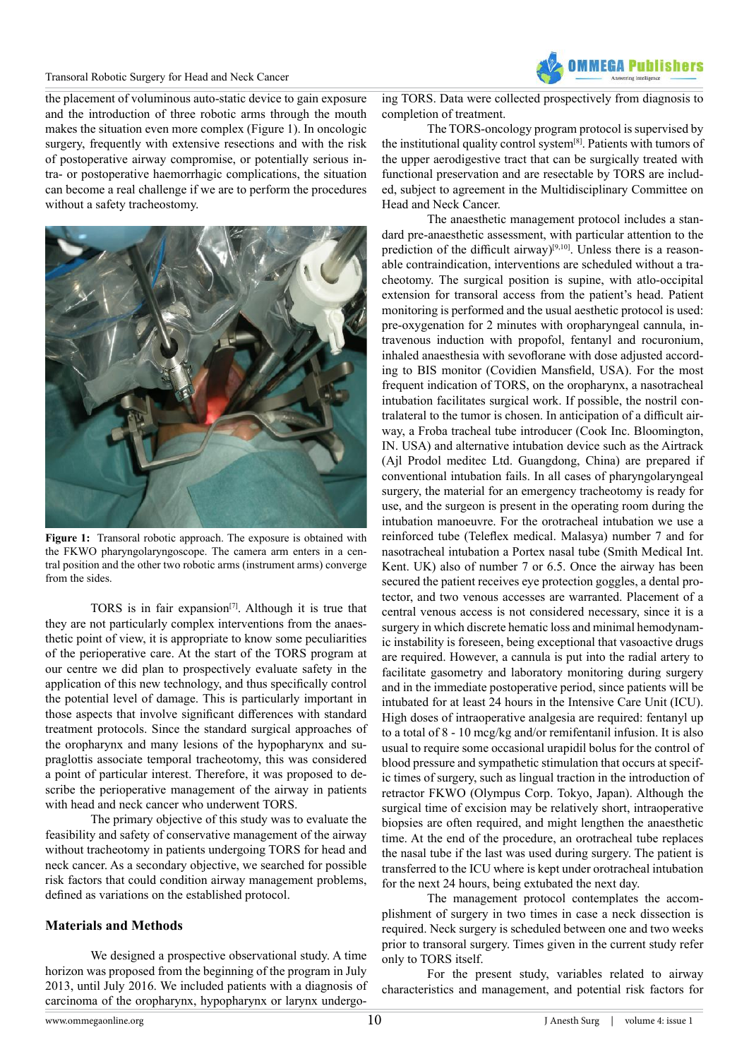the placement of voluminous auto-static device to gain exposure and the introduction of three robotic arms through the mouth makes the situation even more complex (Figure 1). In oncologic surgery, frequently with extensive resections and with the risk of postoperative airway compromise, or potentially serious intra- or postoperative haemorrhagic complications, the situation can become a real challenge if we are to perform the procedures without a safety tracheostomy.

**Figure 1:** Transoral robotic approach. The exposure is obtained with the FKWO pharyngolaryngoscope. The camera arm enters in a central position and the other two robotic arms (instrument arms) converge from the sides.

TORS is in fair expansion[7]. Although it is true that they are not particularly complex interventions from the anaesthetic point of view, it is appropriate to know some peculiarities of the perioperative care. At the start of the TORS program at our centre we did plan to prospectively evaluate safety in the application of this new technology, and thus specifically control the potential level of damage. This is particularly important in those aspects that involve significant differences with standard treatment protocols. Since the standard surgical approaches of the oropharynx and many lesions of the hypopharynx and supraglottis associate temporal tracheotomy, this was considered a point of particular interest. Therefore, it was proposed to describe the perioperative management of the airway in patients with head and neck cancer who underwent TORS.

The primary objective of this study was to evaluate the feasibility and safety of conservative management of the airway without tracheotomy in patients undergoing TORS for head and neck cancer. As a secondary objective, we searched for possible risk factors that could condition airway management problems, defined as variations on the established protocol.

## Materials and Methods

We designed a prospective observational study. A time horizon was proposed from the beginning of the program in July 2013, until July 2016. We included patients with a diagnosis of carcinoma of the oropharynx, hypopharynx or larynx undergoing TORS. Data were collected prospectively from diagnosis to completion of treatment.

The TORS-oncology program protocol is supervised by the institutional quality control system[8]. Patients with tumors of the upper aerodigestive tract that can be surgically treated with functional preservation and are resectable by TORS are included, subject to agreement in the Multidisciplinary Committee on Head and Neck Cancer.

The anaesthetic management protocol includes a standard pre-anaesthetic assessment, with particular attention to the prediction of the difficult airway)[9,10]. Unless there is a reasonable contraindication, interventions are scheduled without a tracheotomy. The surgical position is supine, with atlo-occipital extension for transoral access from the patient's head. Patient monitoring is performed and the usual aesthetic protocol is used: pre-oxygenation for 2 minutes with oropharyngeal cannula, intravenous induction with propofol, fentanyl and rocuronium, inhaled anaesthesia with sevoflorane with dose adjusted according to BIS monitor (Covidien Mansfield, USA). For the most frequent indication of TORS, on the oropharynx, a nasotracheal intubation facilitates surgical work. If possible, the nostril contralateral to the tumor is chosen. In anticipation of a difficult airway, a Froba tracheal tube introducer (Cook Inc. Bloomington, IN. USA) and alternative intubation device such as the Airtrack (Ajl Prodol meditec Ltd. Guangdong, China) are prepared if conventional intubation fails. In all cases of pharyngolaryngeal surgery, the material for an emergency tracheotomy is ready for use, and the surgeon is present in the operating room during the intubation manoeuvre. For the orotracheal intubation we use a reinforced tube (Teleflex medical. Malasya) number 7 and for nasotracheal intubation a Portex nasal tube (Smith Medical Int. Kent. UK) also of number 7 or 6.5. Once the airway has been secured the patient receives eye protection goggles, a dental protector, and two venous accesses are warranted. Placement of a central venous access is not considered necessary, since it is a surgery in which discrete hematic loss and minimal hemodynamic instability is foreseen, being exceptional that vasoactive drugs are required. However, a cannula is put into the radial artery to facilitate gasometry and laboratory monitoring during surgery and in the immediate postoperative period, since patients will be intubated for at least 24 hours in the Intensive Care Unit (ICU). High doses of intraoperative analgesia are required: fentanyl up to a total of 8 - 10 mcg/kg and/or remifentanil infusion. It is also usual to require some occasional urapidil bolus for the control of blood pressure and sympathetic stimulation that occurs at specific times of surgery, such as lingual traction in the introduction of retractor FKWO (Olympus Corp. Tokyo, Japan). Although the surgical time of excision may be relatively short, intraoperative biopsies are often required, and might lengthen the anaesthetic time. At the end of the procedure, an orotracheal tube replaces the nasal tube if the last was used during surgery. The patient is transferred to the ICU where is kept under orotracheal intubation for the next 24 hours, being extubated the next day.

The management protocol contemplates the accomplishment of surgery in two times in case a neck dissection is required. Neck surgery is scheduled between one and two weeks prior to transoral surgery. Times given in the current study refer only to TORS itself.

For the present study, variables related to airway characteristics and management, and potential risk factors for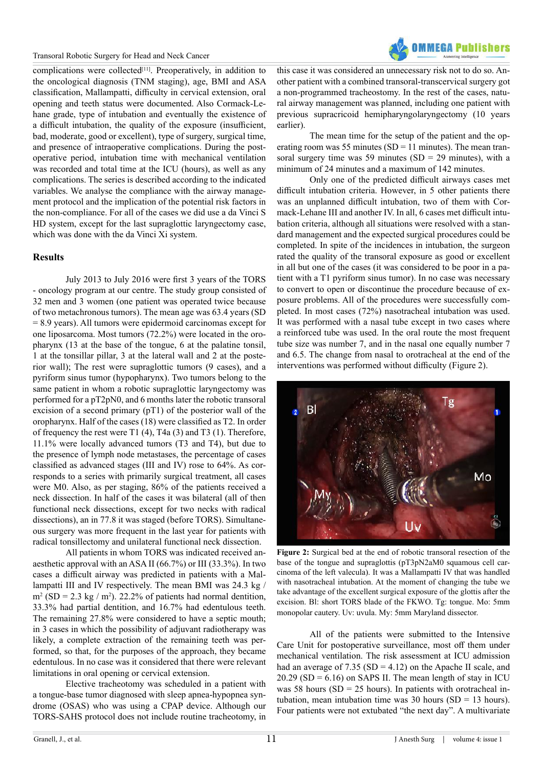complications were collected[11]. Preoperatively, in addition to the oncological diagnosis (TNM staging), age, BMI and ASA classification, Mallampatti, difficulty in cervical extension, oral opening and teeth status were documented. Also Cormack-Lehane grade, type of intubation and eventually the existence of a difficult intubation, the quality of the exposure (insufficient, bad, moderate, good or excellent), type of surgery, surgical time, and presence of intraoperative complications. During the postoperative period, intubation time with mechanical ventilation was recorded and total time at the ICU (hours), as well as any complications. The series is described according to the indicated variables. We analyse the compliance with the airway management protocol and the implication of the potential risk factors in the non-compliance. For all of the cases we did use a da Vinci S HD system, except for the last supraglottic laryngectomy case, which was done with the da Vinci Xi system.

## Results

July 2013 to July 2016 were first 3 years of the TORS - oncology program at our centre. The study group consisted of 32 men and 3 women (one patient was operated twice because of two metachronous tumors). The mean age was 63.4 years (SD = 8.9 years). All tumors were epidermoid carcinomas except for one liposarcoma. Most tumors (72.2%) were located in the oropharynx (13 at the base of the tongue, 6 at the palatine tonsil, 1 at the tonsillar pillar, 3 at the lateral wall and 2 at the posterior wall); The rest were supraglottic tumors (9 cases), and a pyriform sinus tumor (hypopharynx). Two tumors belong to the same patient in whom a robotic supraglottic laryngectomy was performed for a pT2pN0, and 6 months later the robotic transoral excision of a second primary (pT1) of the posterior wall of the oropharynx. Half of the cases (18) were classified as T2. In order of frequency the rest were T1 (4), T4a (3) and T3 (1). Therefore, 11.1% were locally advanced tumors (T3 and T4), but due to the presence of lymph node metastases, the percentage of cases classified as advanced stages (III and IV) rose to 64%. As corresponds to a series with primarily surgical treatment, all cases were M0. Also, as per staging, 86% of the patients received a neck dissection. In half of the cases it was bilateral (all of then functional neck dissections, except for two necks with radical dissections), an in 77.8 it was staged (before TORS). Simultaneous surgery was more frequent in the last year for patients with radical tonsillectomy and unilateral functional neck dissection.

All patients in whom TORS was indicated received anaesthetic approval with an ASA II (66.7%) or III (33.3%). In two cases a difficult airway was predicted in patients with a Mallampatti III and IV respectively. The mean BMI was 24.3 kg / m$^2$ (SD = 2.3 kg / m$^2$). 22.2% of patients had normal dentition, 33.3% had partial dentition, and 16.7% had edentulous teeth. The remaining 27.8% were considered to have a septic mouth; in 3 cases in which the possibility of adjuvant radiotherapy was likely, a complete extraction of the remaining teeth was performed, so that, for the purposes of the approach, they became edentulous. In no case was it considered that there were relevant limitations in oral opening or cervical extension.

Elective tracheotomy was scheduled in a patient with a tongue-base tumor diagnosed with sleep apnea-hypopnea syndrome (OSAS) who was using a CPAP device. Although our TORS-SAHS protocol does not include routine tracheotomy, in this case it was considered an unnecessary risk not to do so. Another patient with a combined transoral-transcervical surgery got a non-programmed tracheostomy. In the rest of the cases, natural airway management was planned, including one patient with previous supracricoid hemipharyngolaryngectomy (10 years earlier).

The mean time for the setup of the patient and the operating room was 55 minutes (SD = 11 minutes). The mean transoral surgery time was 59 minutes (SD = 29 minutes), with a minimum of 24 minutes and a maximum of 142 minutes.

Only one of the predicted difficult airways cases met difficult intubation criteria. However, in 5 other patients there was an unplanned difficult intubation, two of them with Cormack-Lehane III and another IV. In all, 6 cases met difficult intubation criteria, although all situations were resolved with a standard management and the expected surgical procedures could be completed. In spite of the incidences in intubation, the surgeon rated the quality of the transoral exposure as good or excellent in all but one of the cases (it was considered to be poor in a patient with a T1 pyriform sinus tumor). In no case was necessary to convert to open or discontinue the procedure because of exposure problems. All of the procedures were successfully completed. In most cases (72%) nasotracheal intubation was used. It was performed with a nasal tube except in two cases where a reinforced tube was used. In the oral route the most frequent tube size was number 7, and in the nasal one equally number 7 and 6.5. The change from nasal to orotracheal at the end of the interventions was performed without difficulty (Figure 2).

**Figure 2:** Surgical bed at the end of robotic transoral resection of the base of the tongue and supraglottis (pT3pN2aM0 squamous cell carcinoma of the left valecula). It was a Mallampatti IV that was handled with nasotracheal intubation. At the moment of changing the tube we take advantage of the excellent surgical exposure of the glottis after the excision. Bl: short TORS blade of the FKWO. Tg: tongue. Mo: 5mm monopolar cautery. Uv: uvula. My: 5mm Maryland dissector.

All of the patients were submitted to the Intensive Care Unit for postoperative surveillance, most off them under mechanical ventilation. The risk assessment at ICU admission had an average of 7.35 (SD = 4.12) on the Apache II scale, and 20.29 (SD = 6.16) on SAPS II. The mean length of stay in ICU was 58 hours (SD = 25 hours). In patients with orotracheal intubation, mean intubation time was 30 hours (SD = 13 hours). Four patients were not extubated "the next day". A multivariate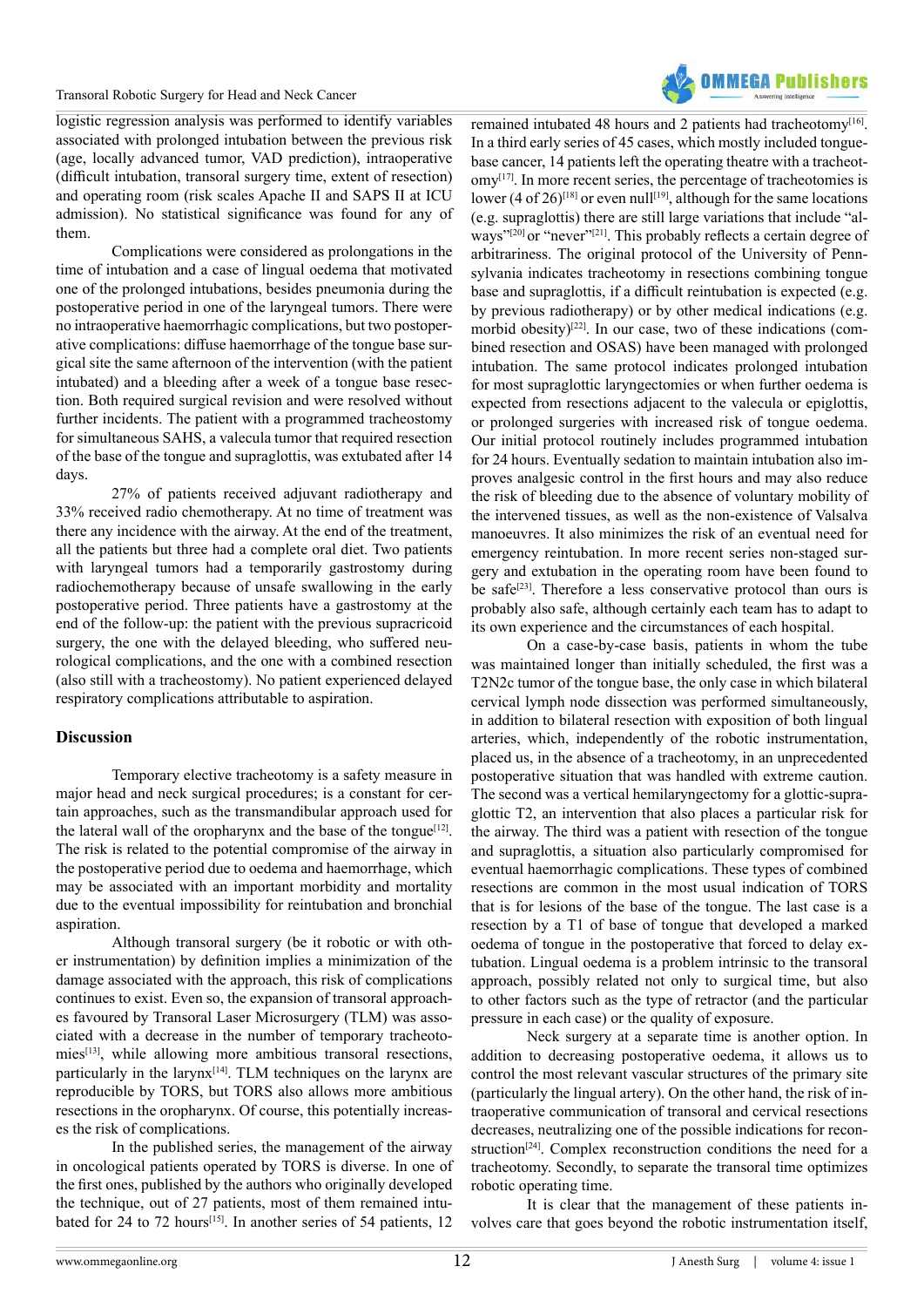logistic regression analysis was performed to identify variables associated with prolonged intubation between the previous risk (age, locally advanced tumor, VAD prediction), intraoperative (difficult intubation, transoral surgery time, extent of resection) and operating room (risk scales Apache II and SAPS II at ICU admission). No statistical significance was found for any of them.

Complications were considered as prolongations in the time of intubation and a case of lingual oedema that motivated one of the prolonged intubations, besides pneumonia during the postoperative period in one of the laryngeal tumors. There were no intraoperative haemorrhagic complications, but two postoperative complications: diffuse haemorrhage of the tongue base surgical site the same afternoon of the intervention (with the patient intubated) and a bleeding after a week of a tongue base resection. Both required surgical revision and were resolved without further incidents. The patient with a programmed tracheostomy for simultaneous SAHS, a valecula tumor that required resection of the base of the tongue and supraglottis, was extubated after 14 days.

27% of patients received adjuvant radiotherapy and 33% received radio chemotherapy. At no time of treatment was there any incidence with the airway. At the end of the treatment, all the patients but three had a complete oral diet. Two patients with laryngeal tumors had a temporarily gastrostomy during radiochemotherapy because of unsafe swallowing in the early postoperative period. Three patients have a gastrostomy at the end of the follow-up: the patient with the previous supracricoid surgery, the one with the delayed bleeding, who suffered neurological complications, and the one with a combined resection (also still with a tracheostomy). No patient experienced delayed respiratory complications attributable to aspiration.

## Discussion

Temporary elective tracheotomy is a safety measure in major head and neck surgical procedures; is a constant for certain approaches, such as the transmandibular approach used for the lateral wall of the oropharynx and the base of the tongue[12]. The risk is related to the potential compromise of the airway in the postoperative period due to oedema and haemorrhage, which may be associated with an important morbidity and mortality due to the eventual impossibility for reintubation and bronchial aspiration.

Although transoral surgery (be it robotic or with other instrumentation) by definition implies a minimization of the damage associated with the approach, this risk of complications continues to exist. Even so, the expansion of transoral approaches favoured by Transoral Laser Microsurgery (TLM) was associated with a decrease in the number of temporary tracheotomies[13], while allowing more ambitious transoral resections, particularly in the larynx[14]. TLM techniques on the larynx are reproducible by TORS, but TORS also allows more ambitious resections in the oropharynx. Of course, this potentially increases the risk of complications.

In the published series, the management of the airway in oncological patients operated by TORS is diverse. In one of the first ones, published by the authors who originally developed the technique, out of 27 patients, most of them remained intubated for 24 to 72 hours[15]. In another series of 54 patients, 12 remained intubated 48 hours and 2 patients had tracheotomy[16]. In a third early series of 45 cases, which mostly included tongue-base cancer, 14 patients left the operating theatre with a tracheotomy[17]. In more recent series, the percentage of tracheotomies is lower (4 of 26)[18] or even null[19], although for the same locations (e.g. supraglottis) there are still large variations that include "always"[20] or "never"[21]. This probably reflects a certain degree of arbitrariness. The original protocol of the University of Pennsylvania indicates tracheotomy in resections combining tongue base and supraglottis, if a difficult reintubation is expected (e.g. by previous radiotherapy) or by other medical indications (e.g. morbid obesity)[22]. In our case, two of these indications (combined resection and OSAS) have been managed with prolonged intubation. The same protocol indicates prolonged intubation for most supraglottic laryngectomies or when further oedema is expected from resections adjacent to the valecula or epiglottis, or prolonged surgeries with increased risk of tongue oedema. Our initial protocol routinely includes programmed intubation for 24 hours. Eventually sedation to maintain intubation also improves analgesic control in the first hours and may also reduce the risk of bleeding due to the absence of voluntary mobility of the intervened tissues, as well as the non-existence of Valsalva manoeuvres. It also minimizes the risk of an eventual need for emergency reintubation. In more recent series non-staged surgery and extubation in the operating room have been found to be safe[23]. Therefore a less conservative protocol than ours is probably also safe, although certainly each team has to adapt to its own experience and the circumstances of each hospital.

On a case-by-case basis, patients in whom the tube was maintained longer than initially scheduled, the first was a T2N2c tumor of the tongue base, the only case in which bilateral cervical lymph node dissection was performed simultaneously, in addition to bilateral resection with exposition of both lingual arteries, which, independently of the robotic instrumentation, placed us, in the absence of a tracheotomy, in an unprecedented postoperative situation that was handled with extreme caution. The second was a vertical hemilaryngectomy for a glottic-supraglottic T2, an intervention that also places a particular risk for the airway. The third was a patient with resection of the tongue and supraglottis, a situation also particularly compromised for eventual haemorrhagic complications. These types of combined resections are common in the most usual indication of TORS that is for lesions of the base of the tongue. The last case is a resection by a T1 of base of tongue that developed a marked oedema of tongue in the postoperative that forced to delay extubation. Lingual oedema is a problem intrinsic to the transoral approach, possibly related not only to surgical time, but also to other factors such as the type of retractor (and the particular pressure in each case) or the quality of exposure.

Neck surgery at a separate time is another option. In addition to decreasing postoperative oedema, it allows us to control the most relevant vascular structures of the primary site (particularly the lingual artery). On the other hand, the risk of intraoperative communication of transoral and cervical resections decreases, neutralizing one of the possible indications for reconstruction[24]. Complex reconstruction conditions the need for a tracheotomy. Secondly, to separate the transoral time optimizes robotic operating time.

It is clear that the management of these patients involves care that goes beyond the robotic instrumentation itself,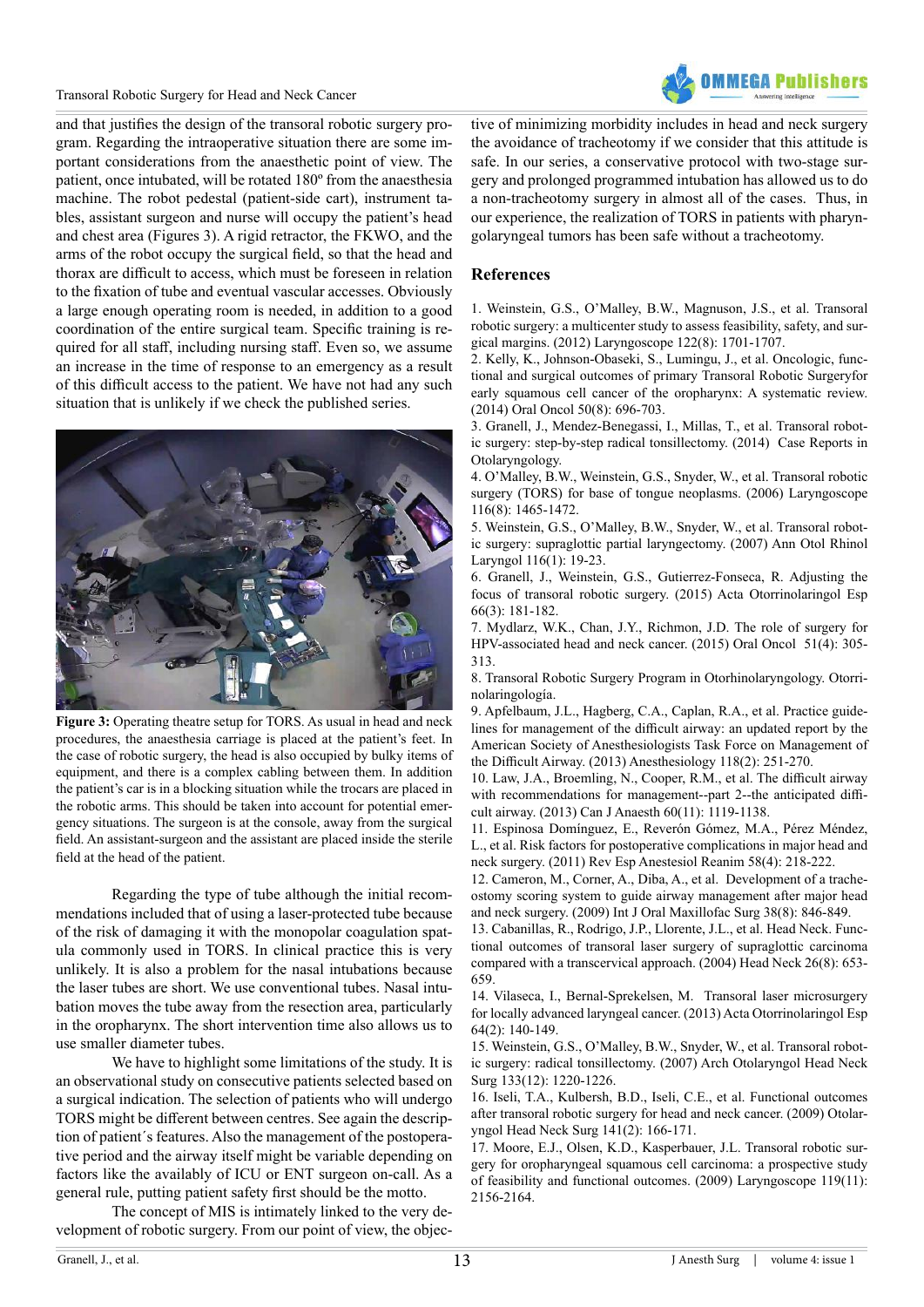and that justifies the design of the transoral robotic surgery program. Regarding the intraoperative situation there are some important considerations from the anaesthetic point of view. The patient, once intubated, will be rotated 180º from the anaesthesia machine. The robot pedestal (patient-side cart), instrument tables, assistant surgeon and nurse will occupy the patient's head and chest area (Figures 3). A rigid retractor, the FKWO, and the arms of the robot occupy the surgical field, so that the head and thorax are difficult to access, which must be foreseen in relation to the fixation of tube and eventual vascular accesses. Obviously a large enough operating room is needed, in addition to a good coordination of the entire surgical team. Specific training is required for all staff, including nursing staff. Even so, we assume an increase in the time of response to an emergency as a result of this difficult access to the patient. We have not had any such situation that is unlikely if we check the published series.

**Figure 3:** Operating theatre setup for TORS. As usual in head and neck procedures, the anaesthesia carriage is placed at the patient's feet. In the case of robotic surgery, the head is also occupied by bulky items of equipment, and there is a complex cabling between them. In addition the patient's car is in a blocking situation while the trocars are placed in the robotic arms. This should be taken into account for potential emergency situations. The surgeon is at the console, away from the surgical field. An assistant-surgeon and the assistant are placed inside the sterile field at the head of the patient.

Regarding the type of tube although the initial recommendations included that of using a laser-protected tube because of the risk of damaging it with the monopolar coagulation spatula commonly used in TORS. In clinical practice this is very unlikely. It is also a problem for the nasal intubations because the laser tubes are short. We use conventional tubes. Nasal intubation moves the tube away from the resection area, particularly in the oropharynx. The short intervention time also allows us to use smaller diameter tubes.

We have to highlight some limitations of the study. It is an observational study on consecutive patients selected based on a surgical indication. The selection of patients who will undergo TORS might be different between centres. See again the description of patient´s features. Also the management of the postoperative period and the airway itself might be variable depending on factors like the availaby of ICU or ENT surgeon on-call. As a general rule, putting patient safety first should be the motto.

The concept of MIS is intimately linked to the very development of robotic surgery. From our point of view, the objective of minimizing morbidity includes in head and neck surgery the avoidance of tracheotomy if we consider that this attitude is safe. In our series, a conservative protocol with two-stage surgery and prolonged programmed intubation has allowed us to do a non-tracheotomy surgery in almost all of the cases. Thus, in our experience, the realization of TORS in patients with pharyngolaryngeal tumors has been safe without a tracheotomy.

## References

1. Weinstein, G.S., O'Malley, B.W., Magnuson, J.S., et al. Transoral robotic surgery: a multicenter study to assess feasibility, safety, and surgical margins. (2012) Laryngoscope 122(8): 1701-1707.
2. Kelly, K., Johnson-Obaseki, S., Lumingu, J., et al. Oncologic, functional and surgical outcomes of primary Transoral Robotic Surgeryfor early squamous cell cancer of the oropharynx: A systematic review. (2014) Oral Oncol 50(8): 696-703.
3. Granell, J., Mendez-Benegassi, I., Millas, T., et al. Transoral robotic surgery: step-by-step radical tonsillectomy. (2014) Case Reports in Otolaryngology.
4. O'Malley, B.W., Weinstein, G.S., Snyder, W., et al. Transoral robotic surgery (TORS) for base of tongue neoplasms. (2006) Laryngoscope 116(8): 1465-1472.
5. Weinstein, G.S., O'Malley, B.W., Snyder, W., et al. Transoral robotic surgery: supraglottic partial laryngectomy. (2007) Ann Otol Rhinol Laryngol 116(1): 19-23.
6. Granell, J., Weinstein, G.S., Gutierrez-Fonseca, R. Adjusting the focus of transoral robotic surgery. (2015) Acta Otorrinolaringol Esp 66(3): 181-182.
7. Mydlarz, W.K., Chan, J.Y., Richmon, J.D. The role of surgery for HPV-associated head and neck cancer. (2015) Oral Oncol 51(4): 305-313.
8. Transoral Robotic Surgery Program in Otorhinolaryngology. Otorrinolaringología.
9. Apfelbaum, J.L., Hagberg, C.A., Caplan, R.A., et al. Practice guidelines for management of the difficult airway: an updated report by the American Society of Anesthesiologists Task Force on Management of the Difficult Airway. (2013) Anesthesiology 118(2): 251-270.
10. Law, J.A., Broemling, N., Cooper, R.M., et al. The difficult airway with recommendations for management--part 2--the anticipated difficult airway. (2013) Can J Anaesth 60(11): 1119-1138.
11. Espinosa Domínguez, E., Reverón Gómez, M.A., Pérez Méndez, L., et al. Risk factors for postoperative complications in major head and neck surgery. (2011) Rev Esp Anestesiol Reanim 58(4): 218-222.
12. Cameron, M., Corner, A., Diba, A., et al. Development of a tracheostomy scoring system to guide airway management after major head and neck surgery. (2009) Int J Oral Maxillofac Surg 38(8): 846-849.
13. Cabanillas, R., Rodrigo, J.P., Llorente, J.L., et al. Head Neck. Functional outcomes of transoral laser surgery of supraglottic carcinoma compared with a transcervical approach. (2004) Head Neck 26(8): 653-659.
14. Vilaseca, I., Bernal-Sprekelsen, M. Transoral laser microsurgery for locally advanced laryngeal cancer. (2013) Acta Otorrinolaringol Esp 64(2): 140-149.
15. Weinstein, G.S., O'Malley, B.W., Snyder, W., et al. Transoral robotic surgery: radical tonsillectomy. (2007) Arch Otolaryngol Head Neck Surg 133(12): 1220-1226.
16. Iseli, T.A., Kulbersh, B.D., Iseli, C.E., et al. Functional outcomes after transoral robotic surgery for head and neck cancer. (2009) Otolaryngol Head Neck Surg 141(2): 166-171.
17. Moore, E.J., Olsen, K.D., Kasperbauer, J.L. Transoral robotic surgery for oropharyngeal squamous cell carcinoma: a prospective study of feasibility and functional outcomes. (2009) Laryngoscope 119(11): 2156-2164.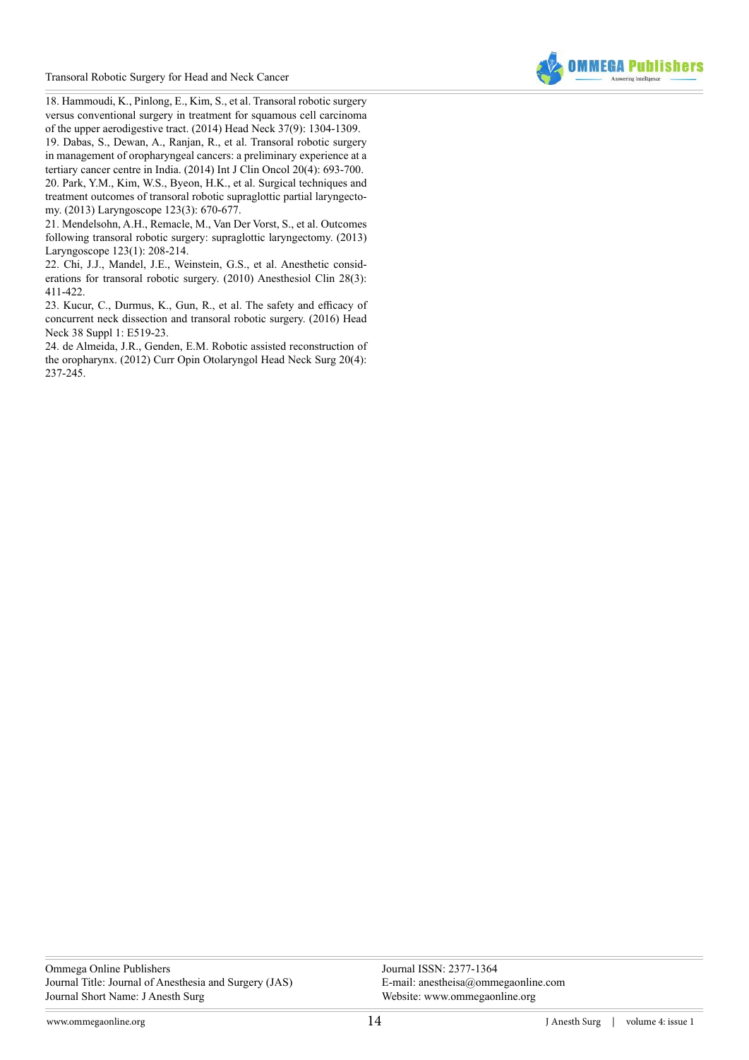18. Hammoudi, K., Pinlong, E., Kim, S., et al. Transoral robotic surgery versus conventional surgery in treatment for squamous cell carcinoma of the upper aerodigestive tract. (2014) Head Neck 37(9): 1304-1309.

19. Dabas, S., Dewan, A., Ranjan, R., et al. Transoral robotic surgery in management of oropharyngeal cancers: a preliminary experience at a tertiary cancer centre in India. (2014) Int J Clin Oncol 20(4): 693-700.

20. Park, Y.M., Kim, W.S., Byeon, H.K., et al. Surgical techniques and treatment outcomes of transoral robotic supraglottic partial laryngectomy. (2013) Laryngoscope 123(3): 670-677.

21. Mendelsohn, A.H., Remacle, M., Van Der Vorst, S., et al. Outcomes following transoral robotic surgery: supraglottic laryngectomy. (2013) Laryngoscope 123(1): 208-214.

22. Chi, J.J., Mandel, J.E., Weinstein, G.S., et al. Anesthetic considerations for transoral robotic surgery. (2010) Anesthesiol Clin 28(3): 411-422.

23. Kucur, C., Durmus, K., Gun, R., et al. The safety and efficacy of concurrent neck dissection and transoral robotic surgery. (2016) Head Neck 38 Suppl 1: E519-23.

24. de Almeida, J.R., Genden, E.M. Robotic assisted reconstruction of the oropharynx. (2012) Curr Opin Otolaryngol Head Neck Surg 20(4): 237-245.

Ommega Online Publishers
Journal Title: Journal of Anesthesia and Surgery (JAS)
Journal Short Name: J Anesth Surg

Journal ISSN: 2377-1364
E-mail: anestheisa@ommegaonline.com
Website: www.ommegaonline.org